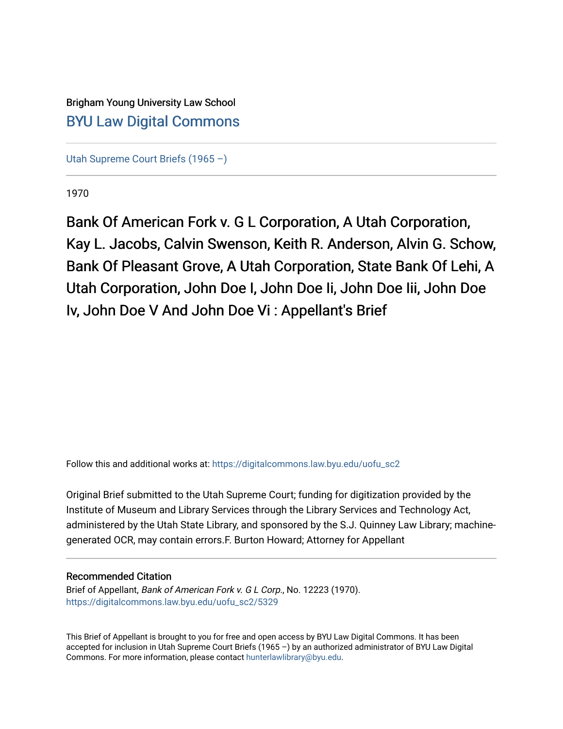Brigham Young University Law School

[BYU Law Digital Commons](https://digitalcommons.law.byu.edu/)

[Utah Supreme Court Briefs (1965 –)](https://digitalcommons.law.byu.edu/uofu_sc2)

1970

# Bank Of American Fork v. G L Corporation, A Utah Corporation, Kay L. Jacobs, Calvin Swenson, Keith R. Anderson, Alvin G. Schow, Bank Of Pleasant Grove, A Utah Corporation, State Bank Of Lehi, A Utah Corporation, John Doe I, John Doe Ii, John Doe Iii, John Doe Iv, John Doe V And John Doe Vi : Appellant's Brief

Follow this and additional works at: https://digitalcommons.law.byu.edu/uofu_sc2

Original Brief submitted to the Utah Supreme Court; funding for digitization provided by the Institute of Museum and Library Services through the Library Services and Technology Act, administered by the Utah State Library, and sponsored by the S.J. Quinney Law Library; machine-generated OCR, may contain errors.F. Burton Howard; Attorney for Appellant

## Recommended Citation

Brief of Appellant, *Bank of American Fork v. G L Corp.*, No. 12223 (1970).
https://digitalcommons.law.byu.edu/uofu_sc2/5329

This Brief of Appellant is brought to you for free and open access by BYU Law Digital Commons. It has been accepted for inclusion in Utah Supreme Court Briefs (1965 –) by an authorized administrator of BYU Law Digital Commons. For more information, please contact hunterlawlibrary@byu.edu.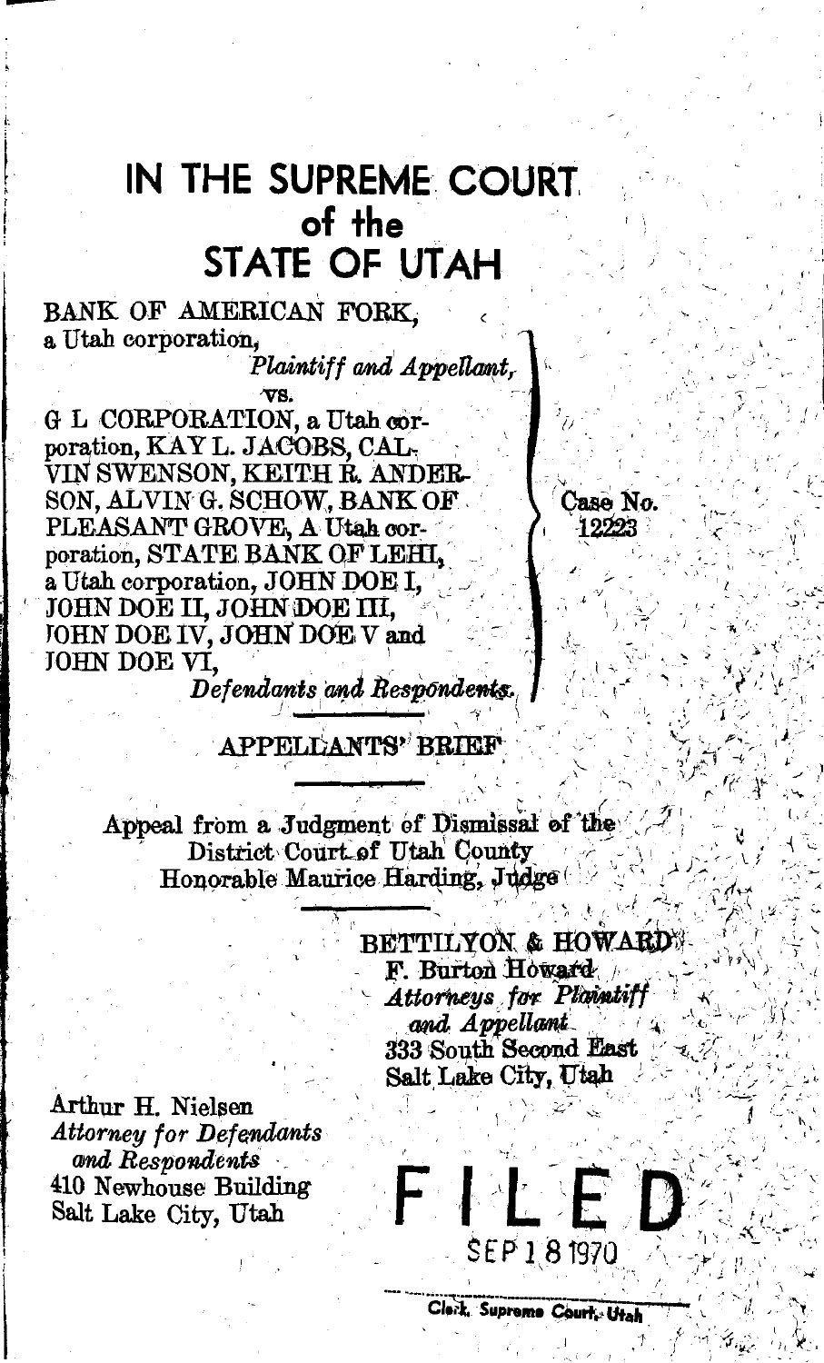# IN THE SUPREME COURT
# of the
# STATE OF UTAH

BANK OF AMERICAN FORK,
a Utah corporation,

*Plaintiff and Appellant,*

vs.

G L CORPORATION, a Utah corporation, KAY L. JACOBS, CALVIN SWENSON, KEITH R. ANDERSON, ALVIN G. SCHOW, BANK OF PLEASANT GROVE, A Utah corporation, STATE BANK OF LEHI, a Utah corporation, JOHN DOE I, JOHN DOE II, JOHN DOE III, JOHN DOE IV, JOHN DOE V and JOHN DOE VI,

*Defendants and Respondents.*

Case No. 12223

## APPELLANTS' BRIEF

Appeal from a Judgment of Dismissal of the District Court of Utah County
Honorable Maurice Harding, Judge

BETTILYON & HOWARD
F. Burton Howard
*Attorneys for Plaintiff and Appellant*
333 South Second East
Salt Lake City, Utah

Arthur H. Nielsen
*Attorney for Defendants and Respondents*
410 Newhouse Building
Salt Lake City, Utah

FILED
SEP 18 1970

Clerk, Supreme Court, Utah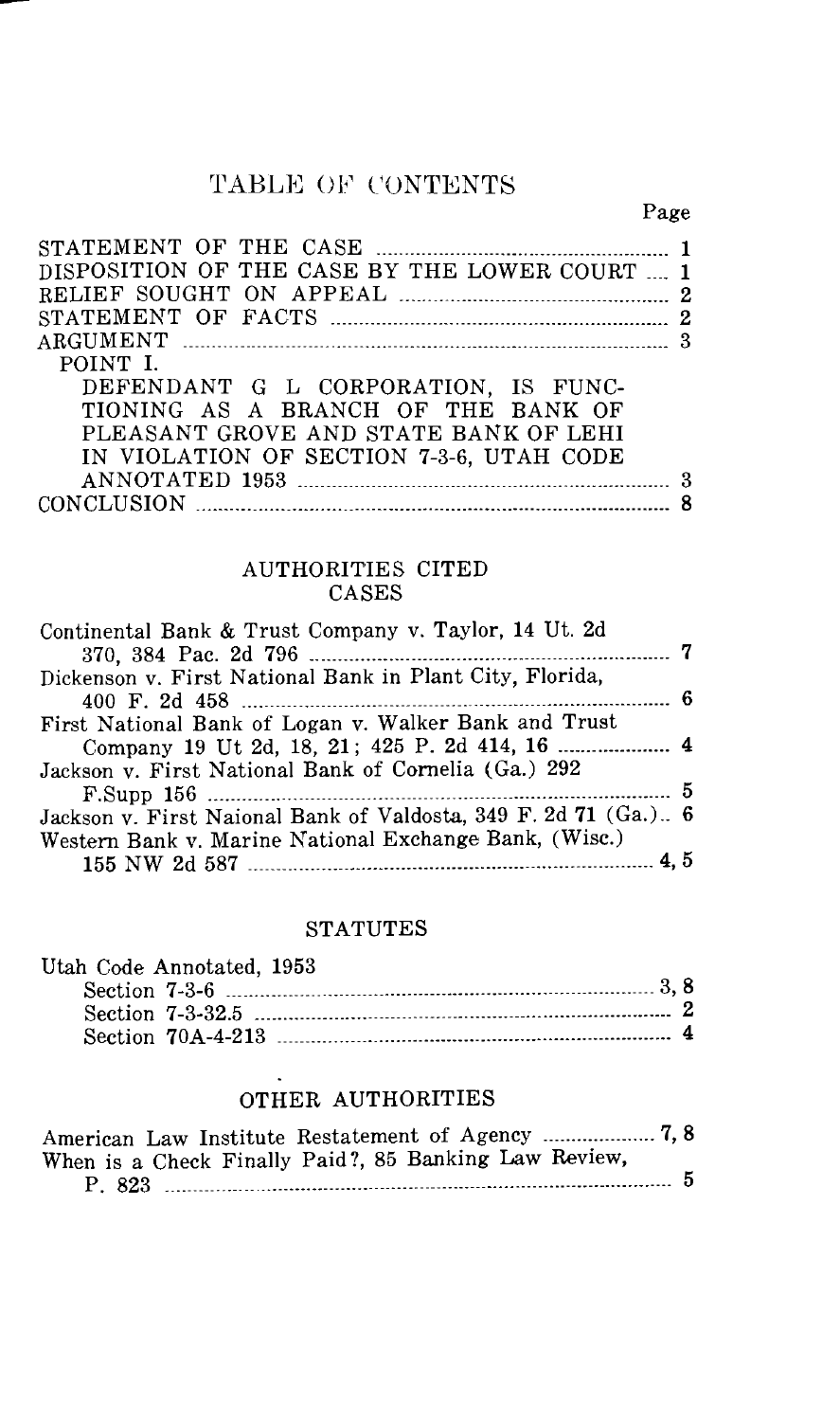# TABLE OF CONTENTS

| | Page |
|---|---|
| STATEMENT OF THE CASE | 1 |
| DISPOSITION OF THE CASE BY THE LOWER COURT | 1 |
| RELIEF SOUGHT ON APPEAL | 2 |
| STATEMENT OF FACTS | 2 |
| ARGUMENT | 3 |
| POINT I. DEFENDANT G L CORPORATION, IS FUNCTIONING AS A BRANCH OF THE BANK OF PLEASANT GROVE AND STATE BANK OF LEHI IN VIOLATION OF SECTION 7-3-6, UTAH CODE ANNOTATED 1953 | 3 |
| CONCLUSION | 8 |

## AUTHORITIES CITED

### CASES

| | |
|---|---|
| Continental Bank & Trust Company v. Taylor, 14 Ut. 2d 370, 384 Pac. 2d 796 | 7 |
| Dickenson v. First National Bank in Plant City, Florida, 400 F. 2d 458 | 6 |
| First National Bank of Logan v. Walker Bank and Trust Company 19 Ut 2d, 18, 21; 425 P. 2d 414, 16 | 4 |
| Jackson v. First National Bank of Cornelia (Ga.) 292 F.Supp 156 | 5 |
| Jackson v. First Naional Bank of Valdosta, 349 F. 2d 71 (Ga.) | 6 |
| Western Bank v. Marine National Exchange Bank, (Wisc.) 155 NW 2d 587 | 4, 5 |

### STATUTES

| | |
|---|---|
| Utah Code Annotated, 1953 | |
| Section 7-3-6 | 3, 8 |
| Section 7-3-32.5 | 2 |
| Section 70A-4-213 | 4 |

### OTHER AUTHORITIES

| | |
|---|---|
| American Law Institute Restatement of Agency | 7, 8 |
| When is a Check Finally Paid?, 85 Banking Law Review, P. 823 | 5 |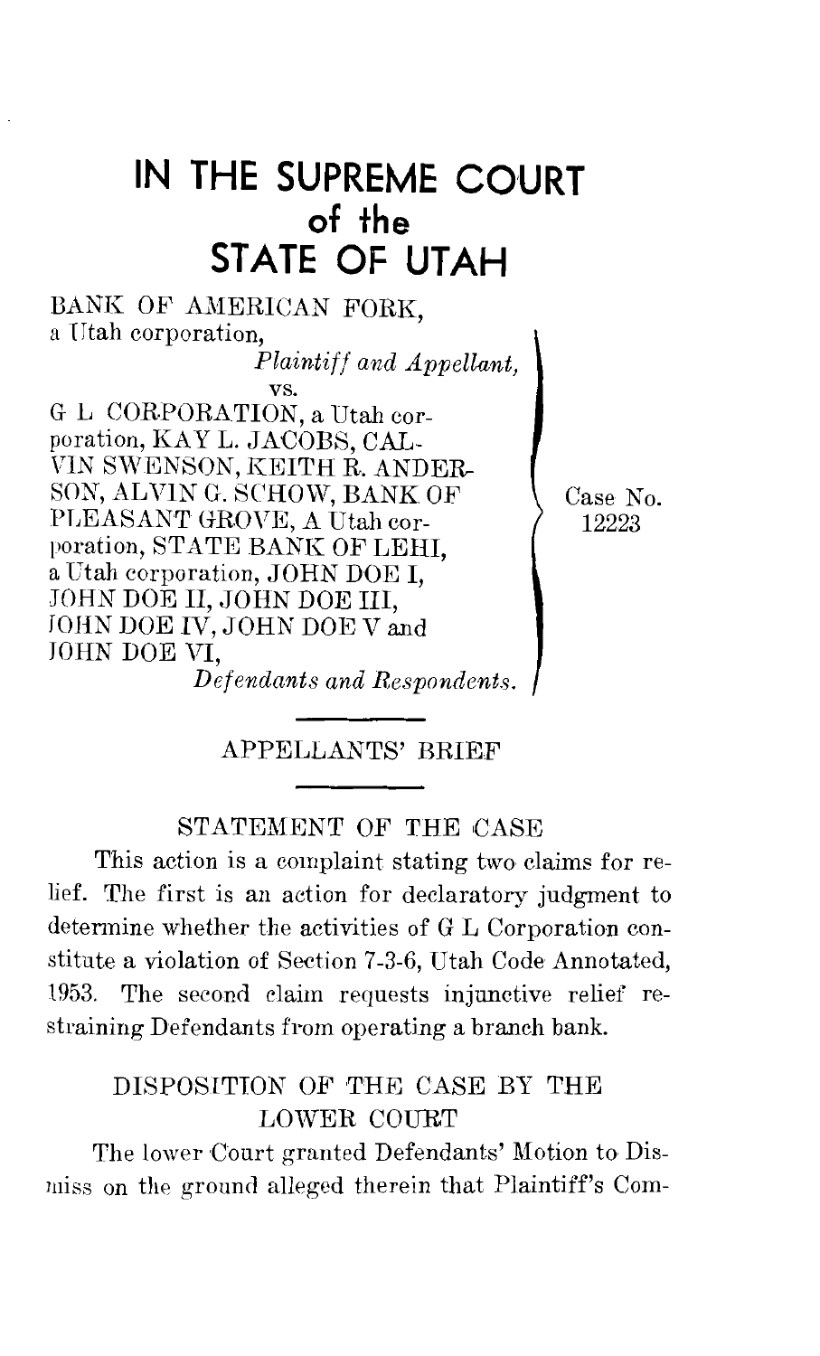# IN THE SUPREME COURT of the STATE OF UTAH

BANK OF AMERICAN FORK, a Utah corporation,

*Plaintiff and Appellant,*

vs.

G L CORPORATION, a Utah corporation, KAY L. JACOBS, CALVIN SWENSON, KEITH R. ANDERSON, ALVIN G. SCHOW, BANK OF PLEASANT GROVE, A Utah corporation, STATE BANK OF LEHI, a Utah corporation, JOHN DOE I, JOHN DOE II, JOHN DOE III, JOHN DOE IV, JOHN DOE V and JOHN DOE VI,

*Defendants and Respondents.*

Case No. 12223

## APPELLANTS' BRIEF

### STATEMENT OF THE CASE

This action is a complaint stating two claims for relief. The first is an action for declaratory judgment to determine whether the activities of G L Corporation constitute a violation of Section 7-3-6, Utah Code Annotated, 1953. The second claim requests injunctive relief restraining Defendants from operating a branch bank.

### DISPOSITION OF THE CASE BY THE LOWER COURT

The lower Court granted Defendants' Motion to Dismiss on the ground alleged therein that Plaintiff's Com-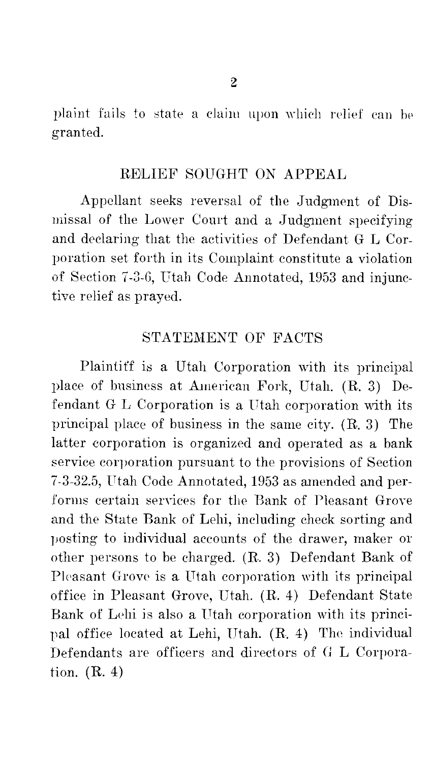plaint fails to state a claim upon which relief can be granted.

## RELIEF SOUGHT ON APPEAL

Appellant seeks reversal of the Judgment of Dismissal of the Lower Court and a Judgment specifying and declaring that the activities of Defendant G L Corporation set forth in its Complaint constitute a violation of Section 7-3-6, Utah Code Annotated, 1953 and injunctive relief as prayed.

## STATEMENT OF FACTS

Plaintiff is a Utah Corporation with its principal place of business at American Fork, Utah. (R. 3) Defendant G L Corporation is a Utah corporation with its principal place of business in the same city. (R. 3) The latter corporation is organized and operated as a bank service corporation pursuant to the provisions of Section 7-3-32.5, Utah Code Annotated, 1953 as amended and performs certain services for the Bank of Pleasant Grove and the State Bank of Lehi, including check sorting and posting to individual accounts of the drawer, maker or other persons to be charged. (R. 3) Defendant Bank of Pleasant Grove is a Utah corporation with its principal office in Pleasant Grove, Utah. (R. 4) Defendant State Bank of Lehi is also a Utah corporation with its principal office located at Lehi, Utah. (R. 4) The individual Defendants are officers and directors of G L Corporation. (R. 4)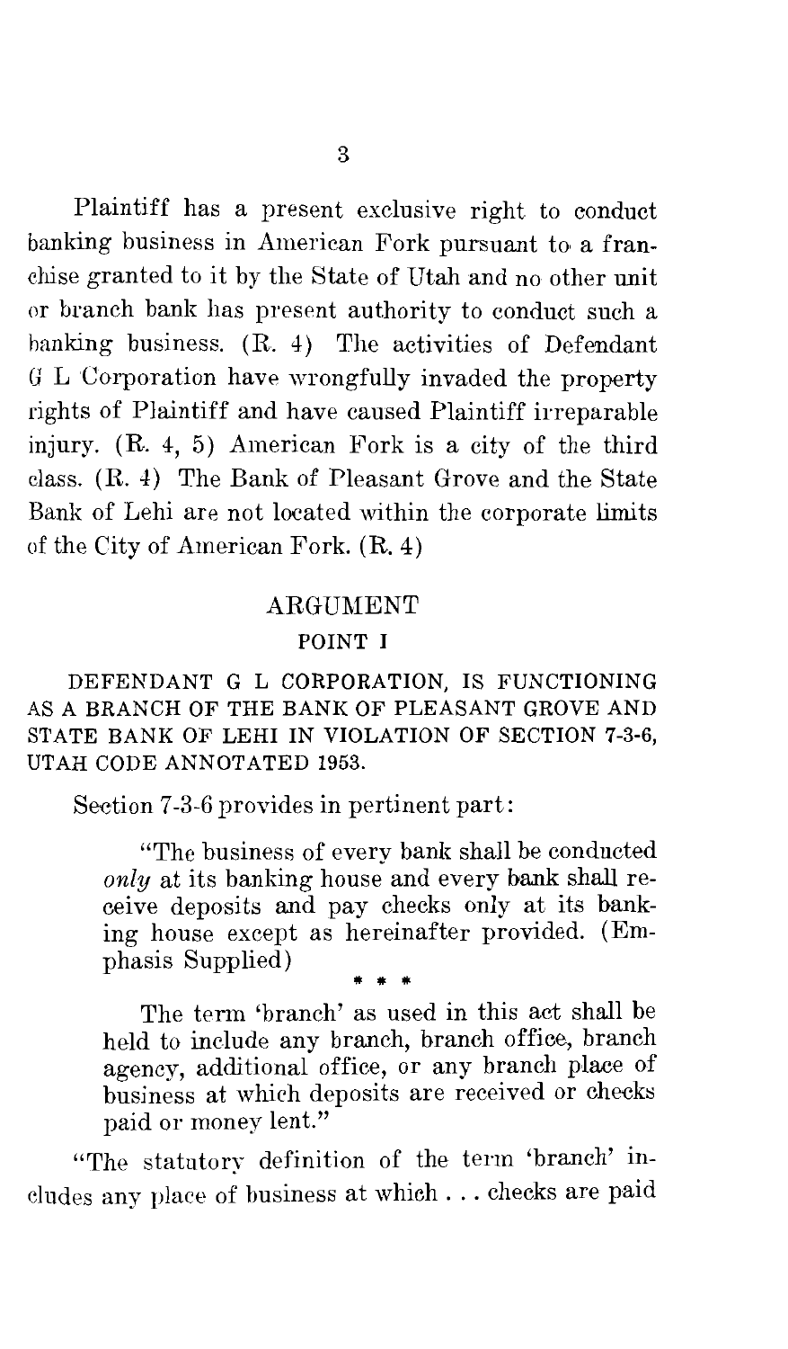Plaintiff has a present exclusive right to conduct banking business in American Fork pursuant to a franchise granted to it by the State of Utah and no other unit or branch bank has present authority to conduct such a banking business. (R. 4) The activities of Defendant G L Corporation have wrongfully invaded the property rights of Plaintiff and have caused Plaintiff irreparable injury. (R. 4, 5) American Fork is a city of the third class. (R. 4) The Bank of Pleasant Grove and the State Bank of Lehi are not located within the corporate limits of the City of American Fork. (R. 4)

## ARGUMENT

### POINT I

DEFENDANT G L CORPORATION, IS FUNCTIONING AS A BRANCH OF THE BANK OF PLEASANT GROVE AND STATE BANK OF LEHI IN VIOLATION OF SECTION 7-3-6, UTAH CODE ANNOTATED 1953.

Section 7-3-6 provides in pertinent part:

> "The business of every bank shall be conducted *only* at its banking house and every bank shall receive deposits and pay checks only at its banking house except as hereinafter provided. (Emphasis Supplied)
>
> \* \* \*
>
> The term 'branch' as used in this act shall be held to include any branch, branch office, branch agency, additional office, or any branch place of business at which deposits are received or checks paid or money lent."

"The statutory definition of the term 'branch' includes any place of business at which . . . checks are paid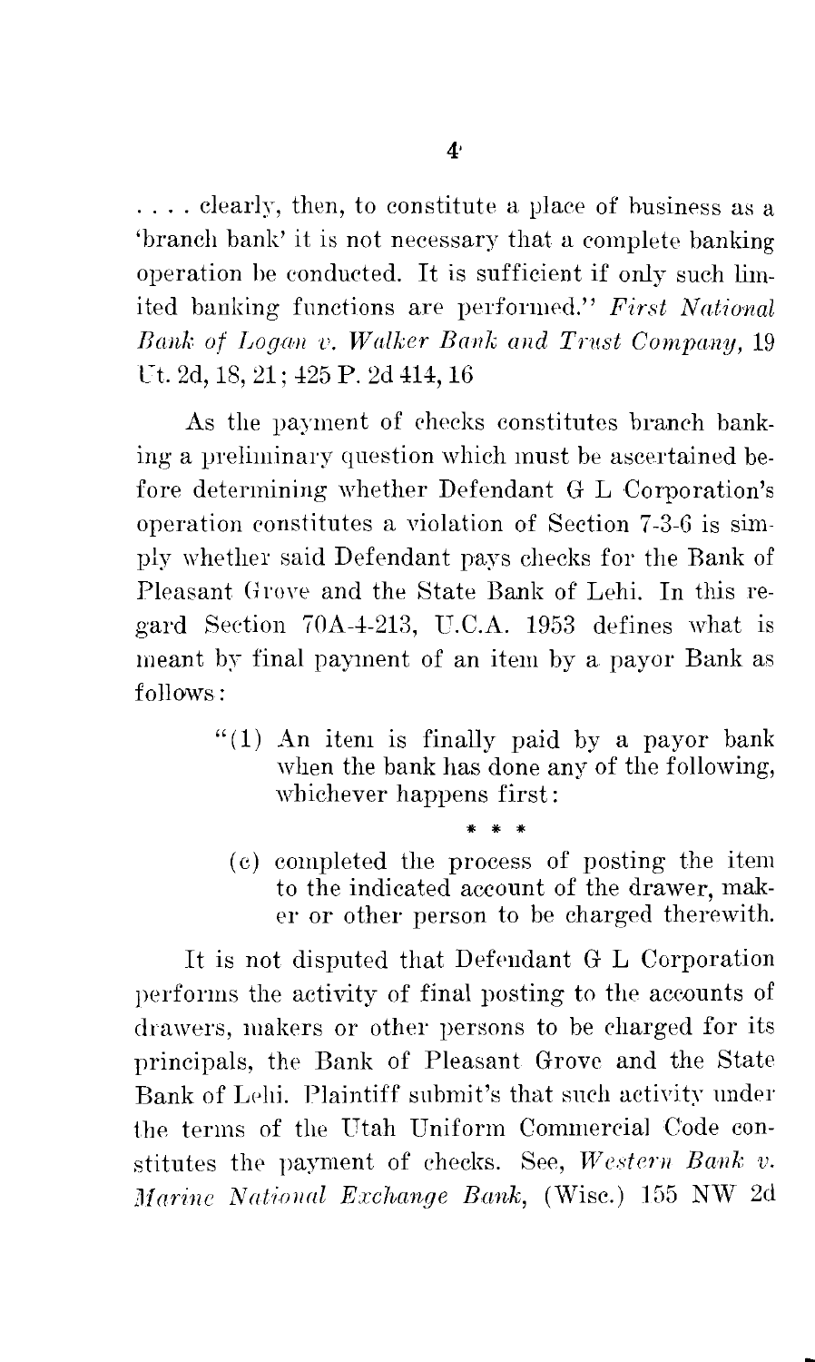. . . . clearly, then, to constitute a place of business as a 'branch bank' it is not necessary that a complete banking operation be conducted. It is sufficient if only such limited banking functions are performed." *First National Bank of Logan v. Walker Bank and Trust Company,* 19 Ut. 2d, 18, 21; 425 P. 2d 414, 16

As the payment of checks constitutes branch banking a preliminary question which must be ascertained before determining whether Defendant G L Corporation's operation constitutes a violation of Section 7-3-6 is simply whether said Defendant pays checks for the Bank of Pleasant Grove and the State Bank of Lehi. In this regard Section 70A-4-213, U.C.A. 1953 defines what is meant by final payment of an item by a payor Bank as follows:

> "(1) An item is finally paid by a payor bank when the bank has done any of the following, whichever happens first:
>
> \* \* \*
>
> (c) completed the process of posting the item to the indicated account of the drawer, maker or other person to be charged therewith.

It is not disputed that Defendant G L Corporation performs the activity of final posting to the accounts of drawers, makers or other persons to be charged for its principals, the Bank of Pleasant Grove and the State Bank of Lehi. Plaintiff submit's that such activity under the terms of the Utah Uniform Commercial Code constitutes the payment of checks. See, *Western Bank v. Marine National Exchange Bank,* (Wisc.) 155 NW 2d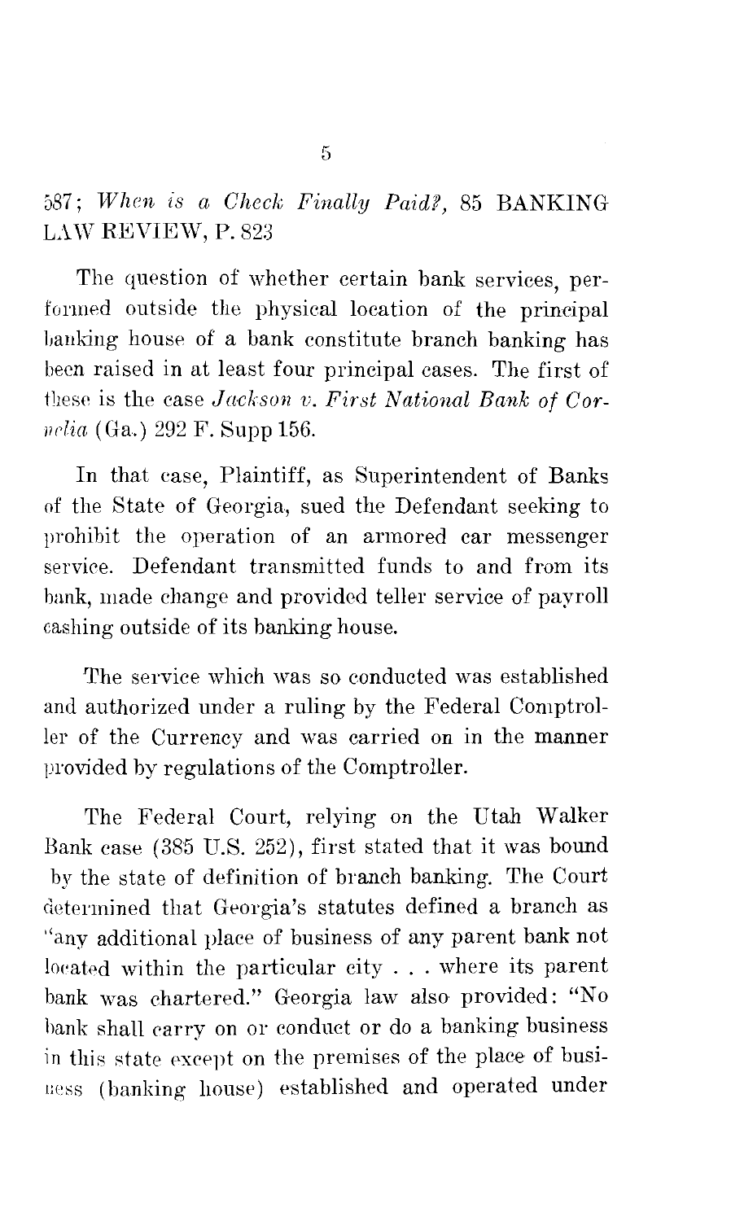587; *When is a Check Finally Paid?*, 85 BANKING LAW REVIEW, P. 823

The question of whether certain bank services, performed outside the physical location of the principal banking house of a bank constitute branch banking has been raised in at least four principal cases. The first of these is the case *Jackson v. First National Bank of Cornelia* (Ga.) 292 F. Supp 156.

In that case, Plaintiff, as Superintendent of Banks of the State of Georgia, sued the Defendant seeking to prohibit the operation of an armored car messenger service. Defendant transmitted funds to and from its bank, made change and provided teller service of payroll cashing outside of its banking house.

The service which was so conducted was established and authorized under a ruling by the Federal Comptroller of the Currency and was carried on in the manner provided by regulations of the Comptroller.

The Federal Court, relying on the Utah Walker Bank case (385 U.S. 252), first stated that it was bound by the state of definition of branch banking. The Court determined that Georgia's statutes defined a branch as "any additional place of business of any parent bank not located within the particular city . . . where its parent bank was chartered." Georgia law also provided: "No bank shall carry on or conduct or do a banking business in this state except on the premises of the place of business (banking house) established and operated under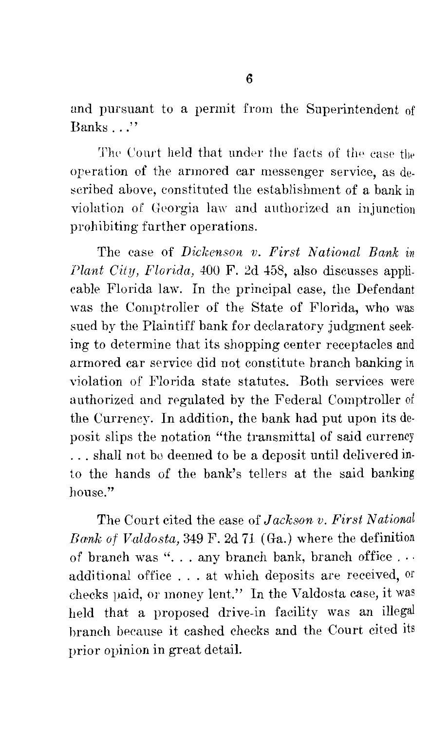and pursuant to a permit from the Superintendent of Banks . . ."

The Court held that under the facts of the case the operation of the armored car messenger service, as described above, constituted the establishment of a bank in violation of Georgia law and authorized an injunction prohibiting further operations.

The case of *Dickenson v. First National Bank in Plant City, Florida,* 400 F. 2d 458, also discusses applicable Florida law. In the principal case, the Defendant was the Comptroller of the State of Florida, who was sued by the Plaintiff bank for declaratory judgment seeking to determine that its shopping center receptacles and armored car service did not constitute branch banking in violation of Florida state statutes. Both services were authorized and regulated by the Federal Comptroller of the Currency. In addition, the bank had put upon its deposit slips the notation "the transmittal of said currency . . . shall not be deemed to be a deposit until delivered into the hands of the bank's tellers at the said banking house."

The Court cited the case of *Jackson v. First National Bank of Valdosta,* 349 F. 2d 71 (Ga.) where the definition of branch was ". . . any branch bank, branch office . . . additional office . . . at which deposits are received, or checks paid, or money lent." In the Valdosta case, it was held that a proposed drive-in facility was an illegal branch because it cashed checks and the Court cited its prior opinion in great detail.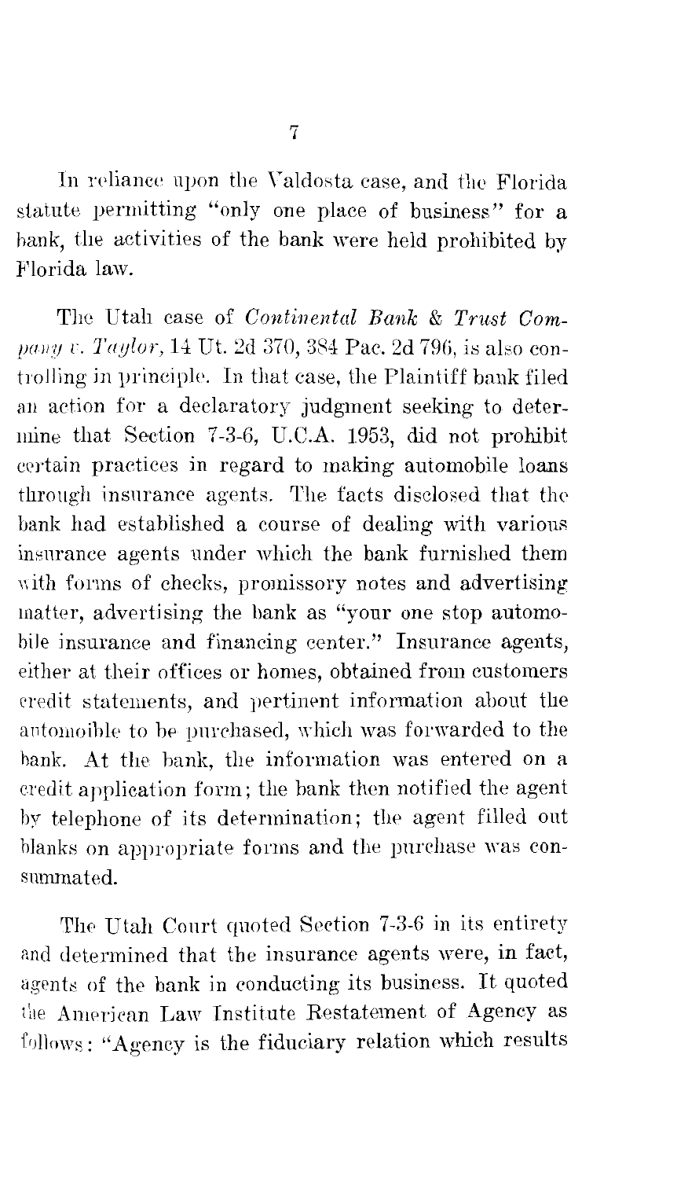In reliance upon the Valdosta case, and the Florida statute permitting "only one place of business" for a bank, the activities of the bank were held prohibited by Florida law.

The Utah case of *Continental Bank & Trust Company v. Taylor,* 14 Ut. 2d 370, 384 Pac. 2d 796, is also controlling in principle. In that case, the Plaintiff bank filed an action for a declaratory judgment seeking to determine that Section 7-3-6, U.C.A. 1953, did not prohibit certain practices in regard to making automobile loans through insurance agents. The facts disclosed that the bank had established a course of dealing with various insurance agents under which the bank furnished them with forms of checks, promissory notes and advertising matter, advertising the bank as "your one stop automobile insurance and financing center." Insurance agents, either at their offices or homes, obtained from customers credit statements, and pertinent information about the automoible to be purchased, which was forwarded to the bank. At the bank, the information was entered on a credit application form; the bank then notified the agent by telephone of its determination; the agent filled out blanks on appropriate forms and the purchase was consummated.

The Utah Court quoted Section 7-3-6 in its entirety and determined that the insurance agents were, in fact, agents of the bank in conducting its business. It quoted the American Law Institute Restatement of Agency as follows: "Agency is the fiduciary relation which results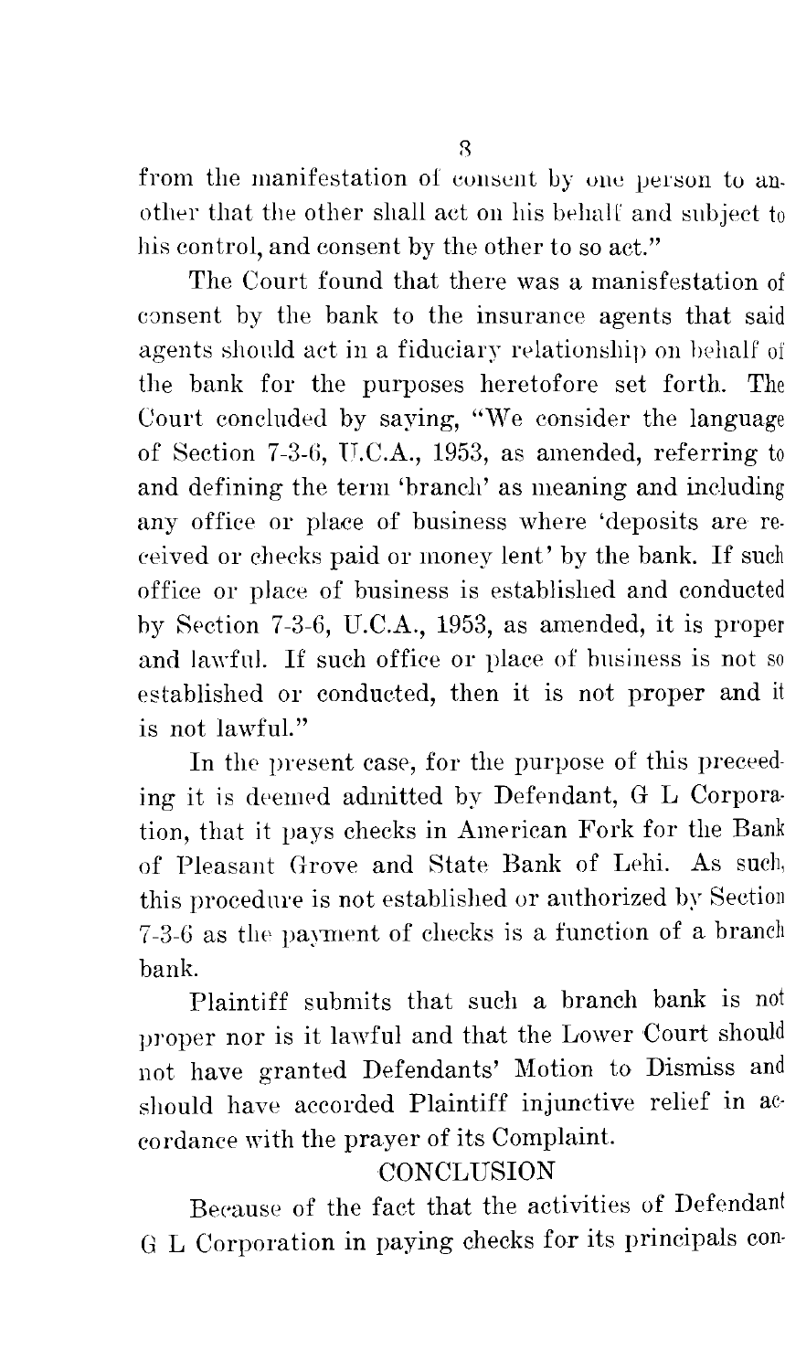from the manifestation of consent by one person to another that the other shall act on his behalf and subject to his control, and consent by the other to so act."

The Court found that there was a manisfestation of consent by the bank to the insurance agents that said agents should act in a fiduciary relationship on behalf of the bank for the purposes heretofore set forth. The Court concluded by saying, "We consider the language of Section 7-3-6, U.C.A., 1953, as amended, referring to and defining the term 'branch' as meaning and including any office or place of business where 'deposits are received or checks paid or money lent' by the bank. If such office or place of business is established and conducted by Section 7-3-6, U.C.A., 1953, as amended, it is proper and lawful. If such office or place of business is not so established or conducted, then it is not proper and it is not lawful."

In the present case, for the purpose of this preceeding it is deemed admitted by Defendant, G L Corporation, that it pays checks in American Fork for the Bank of Pleasant Grove and State Bank of Lehi. As such, this procedure is not established or authorized by Section 7-3-6 as the payment of checks is a function of a branch bank.

Plaintiff submits that such a branch bank is not proper nor is it lawful and that the Lower Court should not have granted Defendants' Motion to Dismiss and should have accorded Plaintiff injunctive relief in accordance with the prayer of its Complaint.

## CONCLUSION

Because of the fact that the activities of Defendant G L Corporation in paying checks for its principals con-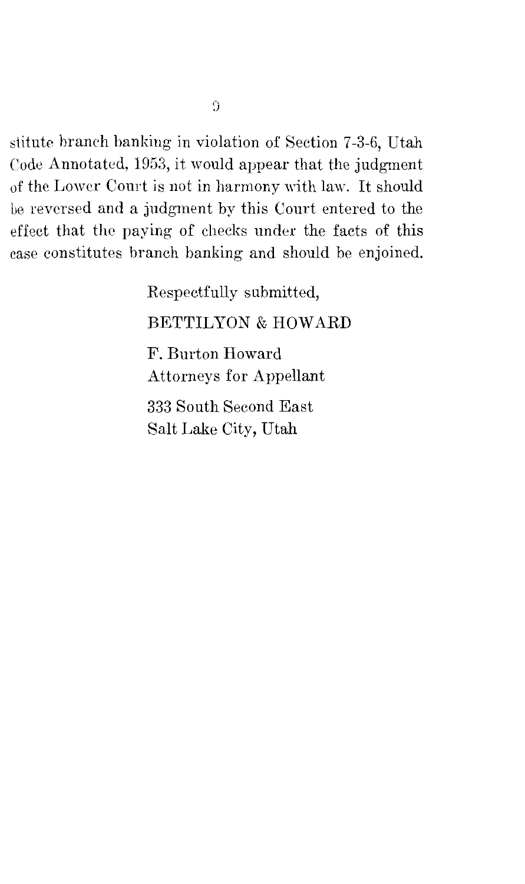stitute branch banking in violation of Section 7-3-6, Utah Code Annotated, 1953, it would appear that the judgment of the Lower Court is not in harmony with law. It should be reversed and a judgment by this Court entered to the effect that the paying of checks under the facts of this case constitutes branch banking and should be enjoined.

Respectfully submitted,

BETTILYON & HOWARD

F. Burton Howard
Attorneys for Appellant

333 South Second East
Salt Lake City, Utah